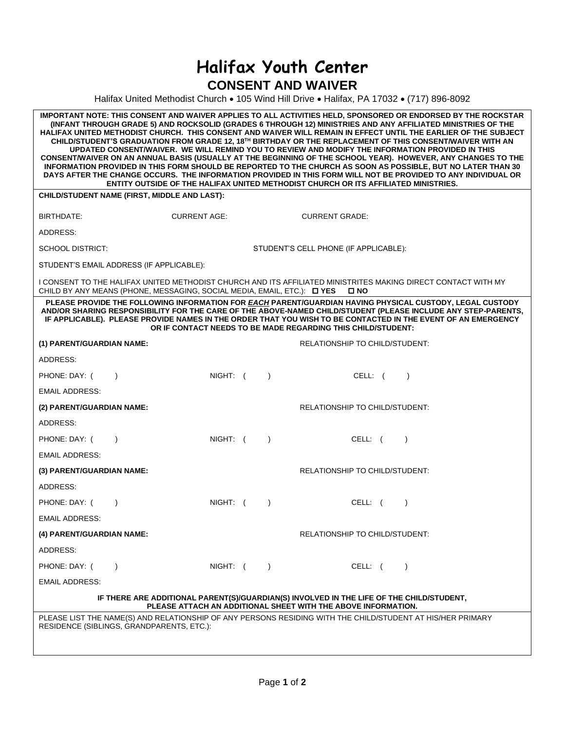# Halifax Youth Center

## CONSENT AND WAIVER

Halifax United Methodist Church • 105 Wind Hill Drive • Halifax, PA 17032 • (717) 896-8092

**IMPORTANT NOTE: THIS CONSENT AND WAIVER APPLIES TO ALL ACTIVITIES HELD, SPONSORED OR ENDORSED BY THE ROCKSTAR (INFANT THROUGH GRADE 5) AND ROCKSOLID (GRADES 6 THROUGH 12) MINISTRIES AND ANY AFFILIATED MINISTRIES OF THE HALIFAX UNITED METHODIST CHURCH. THIS CONSENT AND WAIVER WILL REMAIN IN EFFECT UNTIL THE EARLIER OF THE SUBJECT CHILD/STUDENT'S GRADUATION FROM GRADE 12, 18TH BIRTHDAY OR THE REPLACEMENT OF THIS CONSENT/WAIVER WITH AN UPDATED CONSENT/WAIVER. WE WILL REMIND YOU TO REVIEW AND MODIFY THE INFORMATION PROVIDED IN THIS CONSENT/WAIVER ON AN ANNUAL BASIS (USUALLY AT THE BEGINNING OF THE SCHOOL YEAR). HOWEVER, ANY CHANGES TO THE INFORMATION PROVIDED IN THIS FORM SHOULD BE REPORTED TO THE CHURCH AS SOON AS POSSIBLE, BUT NO LATER THAN 30 DAYS AFTER THE CHANGE OCCURS. THE INFORMATION PROVIDED IN THIS FORM WILL NOT BE PROVIDED TO ANY INDIVIDUAL OR ENTITY OUTSIDE OF THE HALIFAX UNITED METHODIST CHURCH OR ITS AFFILIATED MINISTRIES.**

**CHILD/STUDENT NAME (FIRST, MIDDLE AND LAST):**

BIRTHDATE: CURRENT AGE: CURRENT GRADE:

ADDRESS:

SCHOOL DISTRICT: STUDENT'S CELL PHONE (IF APPLICABLE):

STUDENT'S EMAIL ADDRESS (IF APPLICABLE):

I CONSENT TO THE HALIFAX UNITED METHODIST CHURCH AND ITS AFFILIATED MINISTRITES MAKING DIRECT CONTACT WITH MY CHILD BY ANY MEANS (PHONE, MESSAGING, SOCIAL MEDIA, EMAIL, ETC.): ☐ **YES** ☐ **NO**

**PLEASE PROVIDE THE FOLLOWING INFORMATION FOR *EACH* PARENT/GUARDIAN HAVING PHYSICAL CUSTODY, LEGAL CUSTODY AND/OR SHARING RESPONSIBILITY FOR THE CARE OF THE ABOVE-NAMED CHILD/STUDENT (PLEASE INCLUDE ANY STEP-PARENTS, IF APPLICABLE). PLEASE PROVIDE NAMES IN THE ORDER THAT YOU WISH TO BE CONTACTED IN THE EVENT OF AN EMERGENCY OR IF CONTACT NEEDS TO BE MADE REGARDING THIS CHILD/STUDENT:**

**(1) PARENT/GUARDIAN NAME:** RELATIONSHIP TO CHILD/STUDENT:

ADDRESS:

PHONE: DAY: ( ) NIGHT: ( ) CELL: ( )

EMAIL ADDRESS:

**(2) PARENT/GUARDIAN NAME:** RELATIONSHIP TO CHILD/STUDENT:

ADDRESS:

PHONE: DAY: ( ) NIGHT: ( ) CELL: ( )

EMAIL ADDRESS:

**(3) PARENT/GUARDIAN NAME:** RELATIONSHIP TO CHILD/STUDENT:

ADDRESS:

PHONE: DAY: ( ) NIGHT: ( ) CELL: ( )

EMAIL ADDRESS:

**(4) PARENT/GUARDIAN NAME:** RELATIONSHIP TO CHILD/STUDENT:

ADDRESS:

PHONE: DAY: ( ) NIGHT: ( ) CELL: ( )

EMAIL ADDRESS:

**IF THERE ARE ADDITIONAL PARENT(S)/GUARDIAN(S) INVOLVED IN THE LIFE OF THE CHILD/STUDENT, PLEASE ATTACH AN ADDITIONAL SHEET WITH THE ABOVE INFORMATION.**

PLEASE LIST THE NAME(S) AND RELATIONSHIP OF ANY PERSONS RESIDING WITH THE CHILD/STUDENT AT HIS/HER PRIMARY RESIDENCE (SIBLINGS, GRANDPARENTS, ETC.):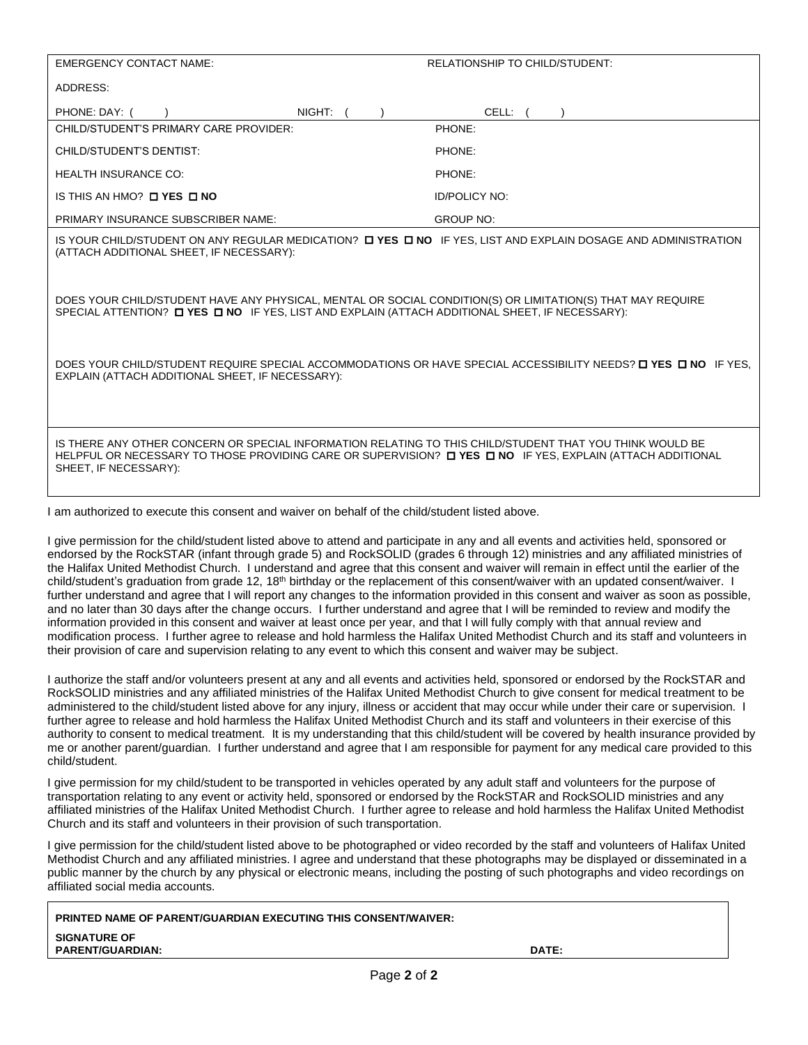| | |
|---|---|
| EMERGENCY CONTACT NAME: | RELATIONSHIP TO CHILD/STUDENT: |
| ADDRESS: | |
| PHONE: DAY: (     )     NIGHT: (     ) | CELL: (     ) |
| CHILD/STUDENT'S PRIMARY CARE PROVIDER: | PHONE: |
| CHILD/STUDENT'S DENTIST: | PHONE: |
| HEALTH INSURANCE CO: | PHONE: |
| IS THIS AN HMO? ☐ **YES** ☐ **NO** | ID/POLICY NO: |
| PRIMARY INSURANCE SUBSCRIBER NAME: | GROUP NO: |

IS YOUR CHILD/STUDENT ON ANY REGULAR MEDICATION? ☐ **YES** ☐ **NO** IF YES, LIST AND EXPLAIN DOSAGE AND ADMINISTRATION (ATTACH ADDITIONAL SHEET, IF NECESSARY):

DOES YOUR CHILD/STUDENT HAVE ANY PHYSICAL, MENTAL OR SOCIAL CONDITION(S) OR LIMITATION(S) THAT MAY REQUIRE SPECIAL ATTENTION? ☐ **YES** ☐ **NO** IF YES, LIST AND EXPLAIN (ATTACH ADDITIONAL SHEET, IF NECESSARY):

DOES YOUR CHILD/STUDENT REQUIRE SPECIAL ACCOMMODATIONS OR HAVE SPECIAL ACCESSIBILITY NEEDS? ☐ **YES** ☐ **NO** IF YES, EXPLAIN (ATTACH ADDITIONAL SHEET, IF NECESSARY):

IS THERE ANY OTHER CONCERN OR SPECIAL INFORMATION RELATING TO THIS CHILD/STUDENT THAT YOU THINK WOULD BE HELPFUL OR NECESSARY TO THOSE PROVIDING CARE OR SUPERVISION? ☐ **YES** ☐ **NO** IF YES, EXPLAIN (ATTACH ADDITIONAL SHEET, IF NECESSARY):

I am authorized to execute this consent and waiver on behalf of the child/student listed above.

I give permission for the child/student listed above to attend and participate in any and all events and activities held, sponsored or endorsed by the RockSTAR (infant through grade 5) and RockSOLID (grades 6 through 12) ministries and any affiliated ministries of the Halifax United Methodist Church. I understand and agree that this consent and waiver will remain in effect until the earlier of the child/student's graduation from grade 12, 18th birthday or the replacement of this consent/waiver with an updated consent/waiver. I further understand and agree that I will report any changes to the information provided in this consent and waiver as soon as possible, and no later than 30 days after the change occurs. I further understand and agree that I will be reminded to review and modify the information provided in this consent and waiver at least once per year, and that I will fully comply with that annual review and modification process. I further agree to release and hold harmless the Halifax United Methodist Church and its staff and volunteers in their provision of care and supervision relating to any event to which this consent and waiver may be subject.

I authorize the staff and/or volunteers present at any and all events and activities held, sponsored or endorsed by the RockSTAR and RockSOLID ministries and any affiliated ministries of the Halifax United Methodist Church to give consent for medical treatment to be administered to the child/student listed above for any injury, illness or accident that may occur while under their care or supervision. I further agree to release and hold harmless the Halifax United Methodist Church and its staff and volunteers in their exercise of this authority to consent to medical treatment. It is my understanding that this child/student will be covered by health insurance provided by me or another parent/guardian. I further understand and agree that I am responsible for payment for any medical care provided to this child/student.

I give permission for my child/student to be transported in vehicles operated by any adult staff and volunteers for the purpose of transportation relating to any event or activity held, sponsored or endorsed by the RockSTAR and RockSOLID ministries and any affiliated ministries of the Halifax United Methodist Church. I further agree to release and hold harmless the Halifax United Methodist Church and its staff and volunteers in their provision of such transportation.

I give permission for the child/student listed above to be photographed or video recorded by the staff and volunteers of Halifax United Methodist Church and any affiliated ministries. I agree and understand that these photographs may be displayed or disseminated in a public manner by the church by any physical or electronic means, including the posting of such photographs and video recordings on affiliated social media accounts.

| | |
|---|---|
| **PRINTED NAME OF PARENT/GUARDIAN EXECUTING THIS CONSENT/WAIVER:** | |
| **SIGNATURE OF PARENT/GUARDIAN:** | **DATE:** |